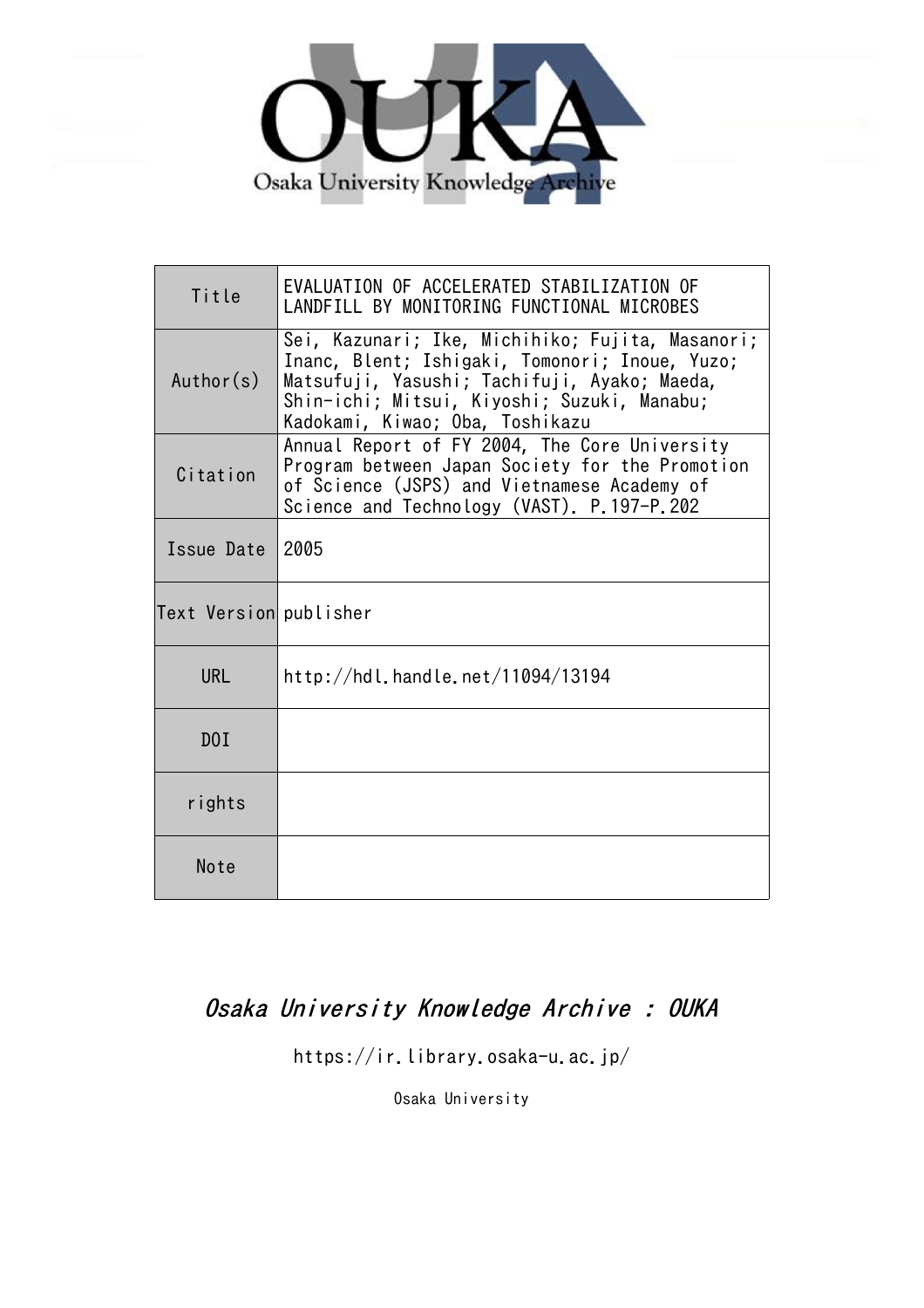| Title | EVALUATION OF ACCELERATED STABILIZATION OF LANDFILL BY MONITORING FUNCTIONAL MICROBES |
|---|---|
| Author(s) | Sei, Kazunari; Ike, Michihiko; Fujita, Masanori; Inanc, Blent; Ishigaki, Tomonori; Inoue, Yuzo; Matsufuji, Yasushi; Tachifuji, Ayako; Maeda, Shin-ichi; Mitsui, Kiyoshi; Suzuki, Manabu; Kadokami, Kiwao; Oba, Toshikazu |
| Citation | Annual Report of FY 2004, The Core University Program between Japan Society for the Promotion of Science (JSPS) and Vietnamese Academy of Science and Technology (VAST). P.197-P.202 |
| Issue Date | 2005 |
| Text Version | publisher |
| URL | http://hdl.handle.net/11094/13194 |
| DOI | |
| rights | |
| Note | |

*Osaka University Knowledge Archive : OUKA*

https://ir.library.osaka-u.ac.jp/

Osaka University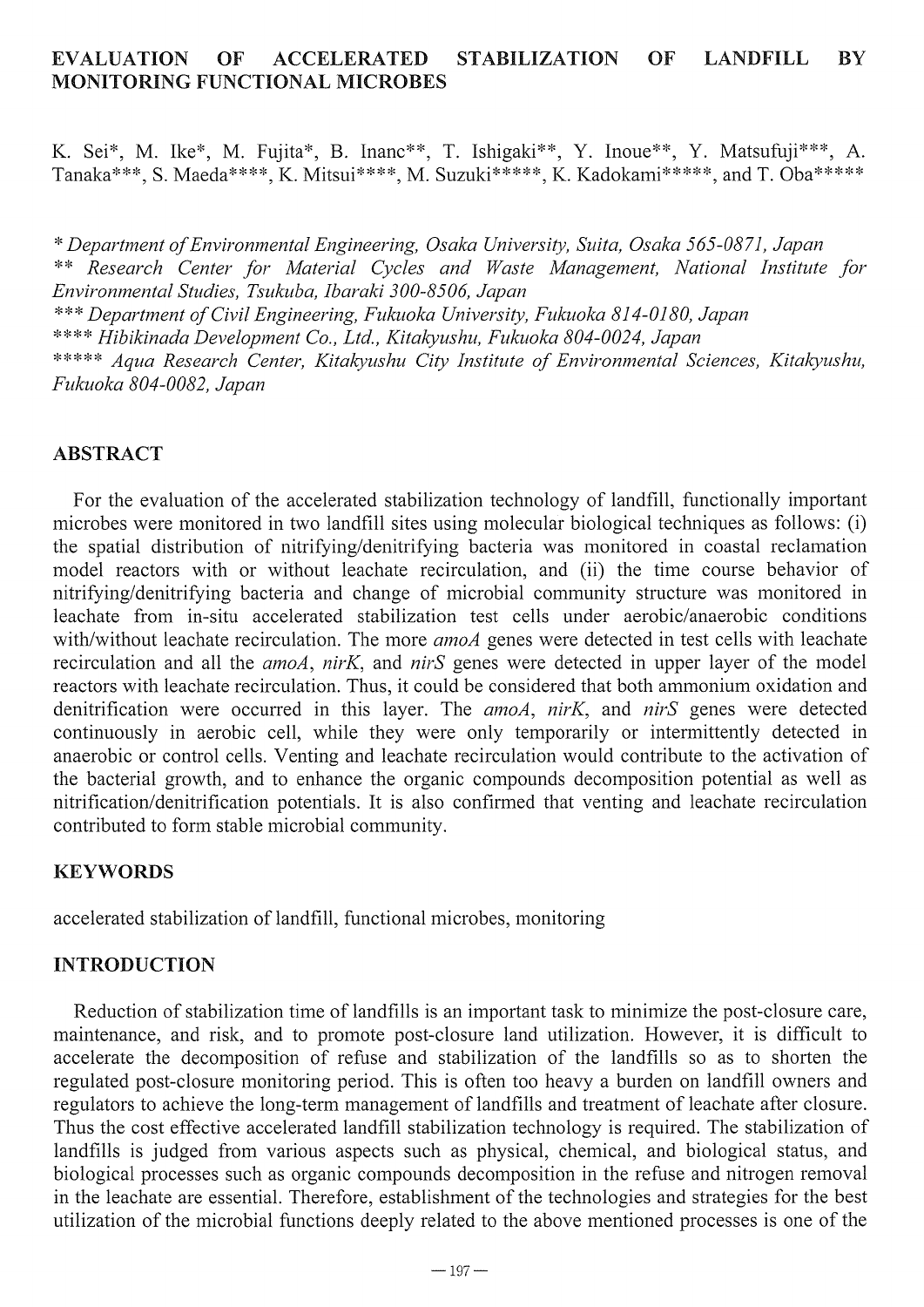# EVALUATION OF ACCELERATED STABILIZATION OF LANDFILL BY MONITORING FUNCTIONAL MICROBES

K. Sei\*, M. Ike\*, M. Fujita\*, B. Inanc\*\*, T. Ishigaki\*\*, Y. Inoue\*\*, Y. Matsufuji\*\*\*, A. Tanaka\*\*\*, S. Maeda\*\*\*\*, K. Mitsui\*\*\*\*, M. Suzuki\*\*\*\*\*, K. Kadokami\*\*\*\*\*, and T. Oba\*\*\*\*\*

*\* Department of Environmental Engineering, Osaka University, Suita, Osaka 565-0871, Japan*  
*\*\* Research Center for Material Cycles and Waste Management, National Institute for Environmental Studies, Tsukuba, Ibaraki 300-8506, Japan*  
*\*\*\* Department of Civil Engineering, Fukuoka University, Fukuoka 814-0180, Japan*  
*\*\*\*\* Hibikinada Development Co., Ltd., Kitakyushu, Fukuoka 804-0024, Japan*  
*\*\*\*\*\* Aqua Research Center, Kitakyushu City Institute of Environmental Sciences, Kitakyushu, Fukuoka 804-0082, Japan*

## ABSTRACT

For the evaluation of the accelerated stabilization technology of landfill, functionally important microbes were monitored in two landfill sites using molecular biological techniques as follows: (i) the spatial distribution of nitrifying/denitrifying bacteria was monitored in coastal reclamation model reactors with or without leachate recirculation, and (ii) the time course behavior of nitrifying/denitrifying bacteria and change of microbial community structure was monitored in leachate from in-situ accelerated stabilization test cells under aerobic/anaerobic conditions with/without leachate recirculation. The more *amoA* genes were detected in test cells with leachate recirculation and all the *amoA*, *nirK*, and *nirS* genes were detected in upper layer of the model reactors with leachate recirculation. Thus, it could be considered that both ammonium oxidation and denitrification were occurred in this layer. The *amoA*, *nirK*, and *nirS* genes were detected continuously in aerobic cell, while they were only temporarily or intermittently detected in anaerobic or control cells. Venting and leachate recirculation would contribute to the activation of the bacterial growth, and to enhance the organic compounds decomposition potential as well as nitrification/denitrification potentials. It is also confirmed that venting and leachate recirculation contributed to form stable microbial community.

## KEYWORDS

accelerated stabilization of landfill, functional microbes, monitoring

## INTRODUCTION

Reduction of stabilization time of landfills is an important task to minimize the post-closure care, maintenance, and risk, and to promote post-closure land utilization. However, it is difficult to accelerate the decomposition of refuse and stabilization of the landfills so as to shorten the regulated post-closure monitoring period. This is often too heavy a burden on landfill owners and regulators to achieve the long-term management of landfills and treatment of leachate after closure. Thus the cost effective accelerated landfill stabilization technology is required. The stabilization of landfills is judged from various aspects such as physical, chemical, and biological status, and biological processes such as organic compounds decomposition in the refuse and nitrogen removal in the leachate are essential. Therefore, establishment of the technologies and strategies for the best utilization of the microbial functions deeply related to the above mentioned processes is one of the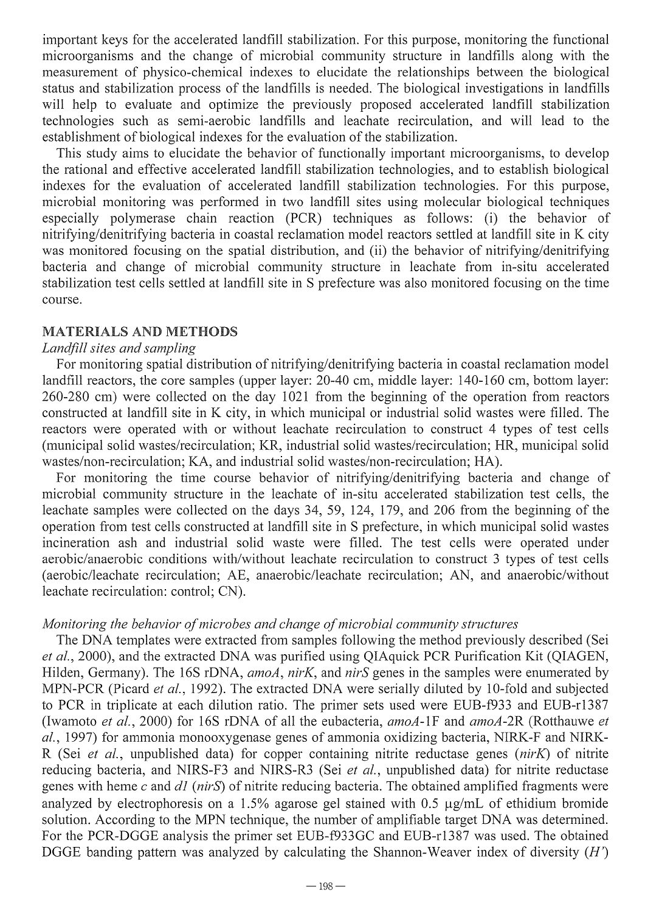important keys for the accelerated landfill stabilization. For this purpose, monitoring the functional microorganisms and the change of microbial community structure in landfills along with the measurement of physico-chemical indexes to elucidate the relationships between the biological status and stabilization process of the landfills is needed. The biological investigations in landfills will help to evaluate and optimize the previously proposed accelerated landfill stabilization technologies such as semi-aerobic landfills and leachate recirculation, and will lead to the establishment of biological indexes for the evaluation of the stabilization.

This study aims to elucidate the behavior of functionally important microorganisms, to develop the rational and effective accelerated landfill stabilization technologies, and to establish biological indexes for the evaluation of accelerated landfill stabilization technologies. For this purpose, microbial monitoring was performed in two landfill sites using molecular biological techniques especially polymerase chain reaction (PCR) techniques as follows: (i) the behavior of nitrifying/denitrifying bacteria in coastal reclamation model reactors settled at landfill site in K city was monitored focusing on the spatial distribution, and (ii) the behavior of nitrifying/denitrifying bacteria and change of microbial community structure in leachate from in-situ accelerated stabilization test cells settled at landfill site in S prefecture was also monitored focusing on the time course.

## MATERIALS AND METHODS

### *Landfill sites and sampling*

For monitoring spatial distribution of nitrifying/denitrifying bacteria in coastal reclamation model landfill reactors, the core samples (upper layer: 20-40 cm, middle layer: 140-160 cm, bottom layer: 260-280 cm) were collected on the day 1021 from the beginning of the operation from reactors constructed at landfill site in K city, in which municipal or industrial solid wastes were filled. The reactors were operated with or without leachate recirculation to construct 4 types of test cells (municipal solid wastes/recirculation; KR, industrial solid wastes/recirculation; HR, municipal solid wastes/non-recirculation; KA, and industrial solid wastes/non-recirculation; HA).

For monitoring the time course behavior of nitrifying/denitrifying bacteria and change of microbial community structure in the leachate of in-situ accelerated stabilization test cells, the leachate samples were collected on the days 34, 59, 124, 179, and 206 from the beginning of the operation from test cells constructed at landfill site in S prefecture, in which municipal solid wastes incineration ash and industrial solid waste were filled. The test cells were operated under aerobic/anaerobic conditions with/without leachate recirculation to construct 3 types of test cells (aerobic/leachate recirculation; AE, anaerobic/leachate recirculation; AN, and anaerobic/without leachate recirculation: control; CN).

### *Monitoring the behavior of microbes and change of microbial community structures*

The DNA templates were extracted from samples following the method previously described (Sei *et al.*, 2000), and the extracted DNA was purified using QIAquick PCR Purification Kit (QIAGEN, Hilden, Germany). The 16S rDNA, *amoA*, *nirK*, and *nirS* genes in the samples were enumerated by MPN-PCR (Picard *et al.*, 1992). The extracted DNA were serially diluted by 10-fold and subjected to PCR in triplicate at each dilution ratio. The primer sets used were EUB-f933 and EUB-r1387 (Iwamoto *et al.*, 2000) for 16S rDNA of all the eubacteria, *amoA*-1F and *amoA*-2R (Rotthauwe *et al.*, 1997) for ammonia monooxygenase genes of ammonia oxidizing bacteria, NIRK-F and NIRK-R (Sei *et al.*, unpublished data) for copper containing nitrite reductase genes (*nirK*) of nitrite reducing bacteria, and NIRS-F3 and NIRS-R3 (Sei *et al.*, unpublished data) for nitrite reductase genes with heme *c* and *d1* (*nirS*) of nitrite reducing bacteria. The obtained amplified fragments were analyzed by electrophoresis on a 1.5% agarose gel stained with 0.5 μg/mL of ethidium bromide solution. According to the MPN technique, the number of amplifiable target DNA was determined. For the PCR-DGGE analysis the primer set EUB-f933GC and EUB-r1387 was used. The obtained DGGE banding pattern was analyzed by calculating the Shannon-Weaver index of diversity ($H'$)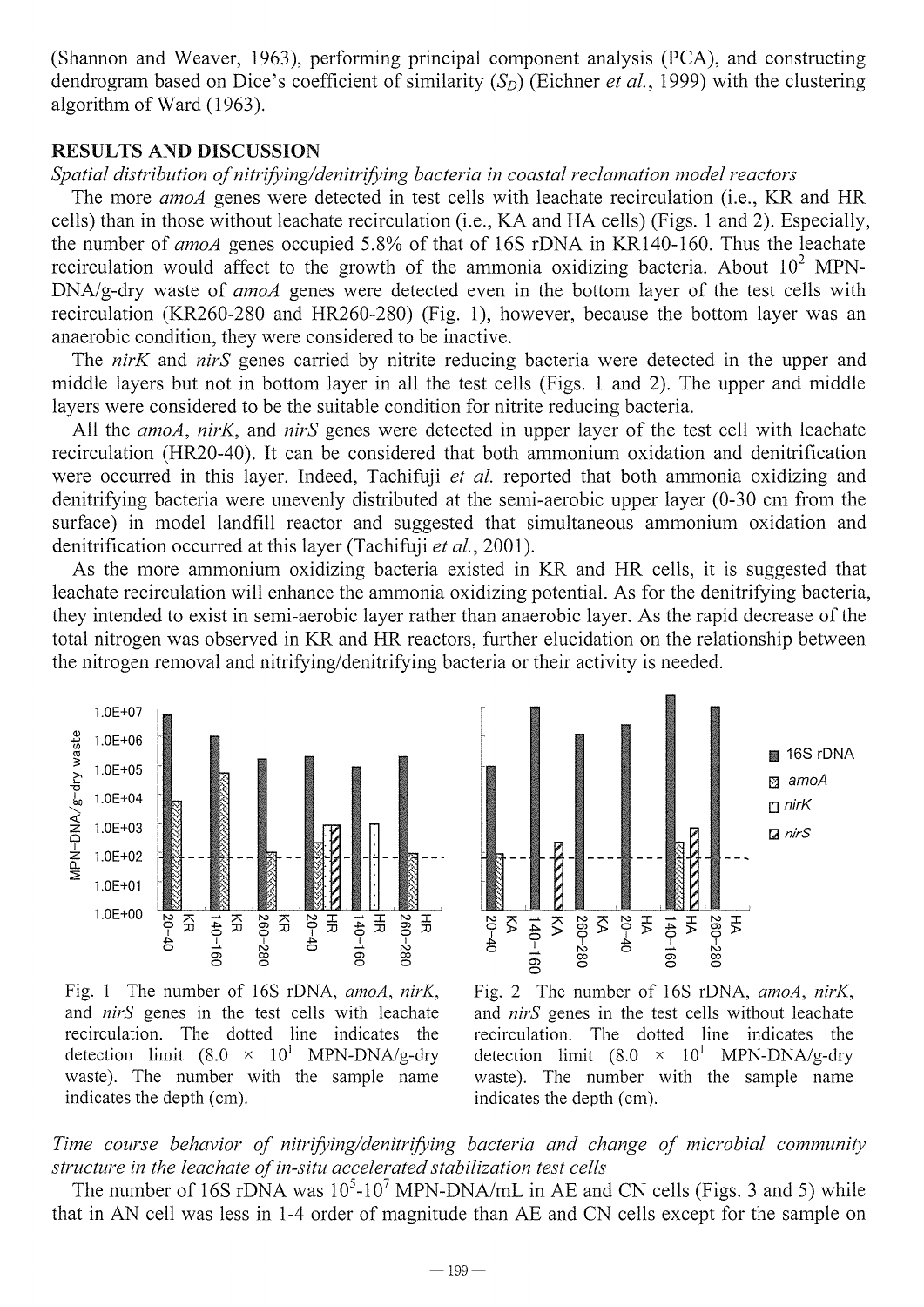(Shannon and Weaver, 1963), performing principal component analysis (PCA), and constructing dendrogram based on Dice's coefficient of similarity ($S_D$) (Eichner *et al.*, 1999) with the clustering algorithm of Ward (1963).

## RESULTS AND DISCUSSION

*Spatial distribution of nitrifying/denitrifying bacteria in coastal reclamation model reactors*

The more *amoA* genes were detected in test cells with leachate recirculation (i.e., KR and HR cells) than in those without leachate recirculation (i.e., KA and HA cells) (Figs. 1 and 2). Especially, the number of *amoA* genes occupied 5.8% of that of 16S rDNA in KR140-160. Thus the leachate recirculation would affect to the growth of the ammonia oxidizing bacteria. About $10^2$ MPN-DNA/g-dry waste of *amoA* genes were detected even in the bottom layer of the test cells with recirculation (KR260-280 and HR260-280) (Fig. 1), however, because the bottom layer was an anaerobic condition, they were considered to be inactive.

The *nirK* and *nirS* genes carried by nitrite reducing bacteria were detected in the upper and middle layers but not in bottom layer in all the test cells (Figs. 1 and 2). The upper and middle layers were considered to be the suitable condition for nitrite reducing bacteria.

All the *amoA*, *nirK*, and *nirS* genes were detected in upper layer of the test cell with leachate recirculation (HR20-40). It can be considered that both ammonium oxidation and denitrification were occurred in this layer. Indeed, Tachifuji *et al.* reported that both ammonia oxidizing and denitrifying bacteria were unevenly distributed at the semi-aerobic upper layer (0-30 cm from the surface) in model landfill reactor and suggested that simultaneous ammonium oxidation and denitrification occurred at this layer (Tachifuji *et al.*, 2001).

As the more ammonium oxidizing bacteria existed in KR and HR cells, it is suggested that leachate recirculation will enhance the ammonia oxidizing potential. As for the denitrifying bacteria, they intended to exist in semi-aerobic layer rather than anaerobic layer. As the rapid decrease of the total nitrogen was observed in KR and HR reactors, further elucidation on the relationship between the nitrogen removal and nitrifying/denitrifying bacteria or their activity is needed.

Fig. 1 The number of 16S rDNA, *amoA*, *nirK*, and *nirS* genes in the test cells with leachate recirculation. The dotted line indicates the detection limit ($8.0 \times 10^1$ MPN-DNA/g-dry waste). The number with the sample name indicates the depth (cm).

Fig. 2 The number of 16S rDNA, *amoA*, *nirK*, and *nirS* genes in the test cells without leachate recirculation. The dotted line indicates the detection limit ($8.0 \times 10^1$ MPN-DNA/g-dry waste). The number with the sample name indicates the depth (cm).

*Time course behavior of nitrifying/denitrifying bacteria and change of microbial community structure in the leachate of in-situ accelerated stabilization test cells*

The number of 16S rDNA was $10^5$-$10^7$ MPN-DNA/mL in AE and CN cells (Figs. 3 and 5) while that in AN cell was less in 1-4 order of magnitude than AE and CN cells except for the sample on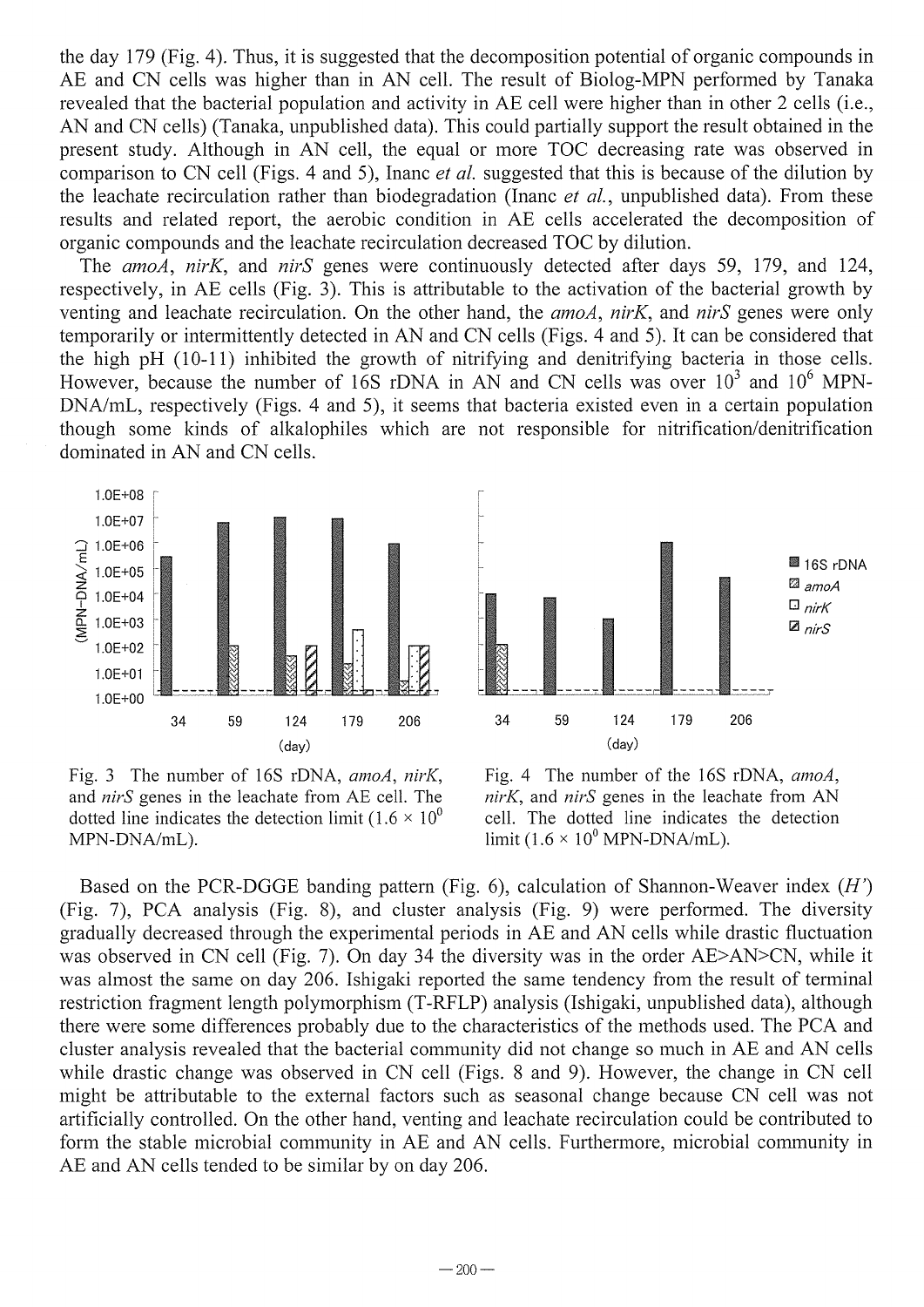the day 179 (Fig. 4). Thus, it is suggested that the decomposition potential of organic compounds in AE and CN cells was higher than in AN cell. The result of Biolog-MPN performed by Tanaka revealed that the bacterial population and activity in AE cell were higher than in other 2 cells (i.e., AN and CN cells) (Tanaka, unpublished data). This could partially support the result obtained in the present study. Although in AN cell, the equal or more TOC decreasing rate was observed in comparison to CN cell (Figs. 4 and 5), Inanc *et al.* suggested that this is because of the dilution by the leachate recirculation rather than biodegradation (Inanc *et al.*, unpublished data). From these results and related report, the aerobic condition in AE cells accelerated the decomposition of organic compounds and the leachate recirculation decreased TOC by dilution.

The *amoA*, *nirK*, and *nirS* genes were continuously detected after days 59, 179, and 124, respectively, in AE cells (Fig. 3). This is attributable to the activation of the bacterial growth by venting and leachate recirculation. On the other hand, the *amoA*, *nirK*, and *nirS* genes were only temporarily or intermittently detected in AN and CN cells (Figs. 4 and 5). It can be considered that the high pH (10-11) inhibited the growth of nitrifying and denitrifying bacteria in those cells. However, because the number of 16S rDNA in AN and CN cells was over $10^3$ and $10^6$ MPN-DNA/mL, respectively (Figs. 4 and 5), it seems that bacteria existed even in a certain population though some kinds of alkalophiles which are not responsible for nitrification/denitrification dominated in AN and CN cells.

Fig. 3 The number of 16S rDNA, *amoA*, *nirK*, and *nirS* genes in the leachate from AE cell. The dotted line indicates the detection limit ($1.6 \times 10^0$ MPN-DNA/mL).

Fig. 4 The number of the 16S rDNA, *amoA*, *nirK*, and *nirS* genes in the leachate from AN cell. The dotted line indicates the detection limit ($1.6 \times 10^0$ MPN-DNA/mL).

Based on the PCR-DGGE banding pattern (Fig. 6), calculation of Shannon-Weaver index ($H'$) (Fig. 7), PCA analysis (Fig. 8), and cluster analysis (Fig. 9) were performed. The diversity gradually decreased through the experimental periods in AE and AN cells while drastic fluctuation was observed in CN cell (Fig. 7). On day 34 the diversity was in the order AE>AN>CN, while it was almost the same on day 206. Ishigaki reported the same tendency from the result of terminal restriction fragment length polymorphism (T-RFLP) analysis (Ishigaki, unpublished data), although there were some differences probably due to the characteristics of the methods used. The PCA and cluster analysis revealed that the bacterial community did not change so much in AE and AN cells while drastic change was observed in CN cell (Figs. 8 and 9). However, the change in CN cell might be attributable to the external factors such as seasonal change because CN cell was not artificially controlled. On the other hand, venting and leachate recirculation could be contributed to form the stable microbial community in AE and AN cells. Furthermore, microbial community in AE and AN cells tended to be similar by on day 206.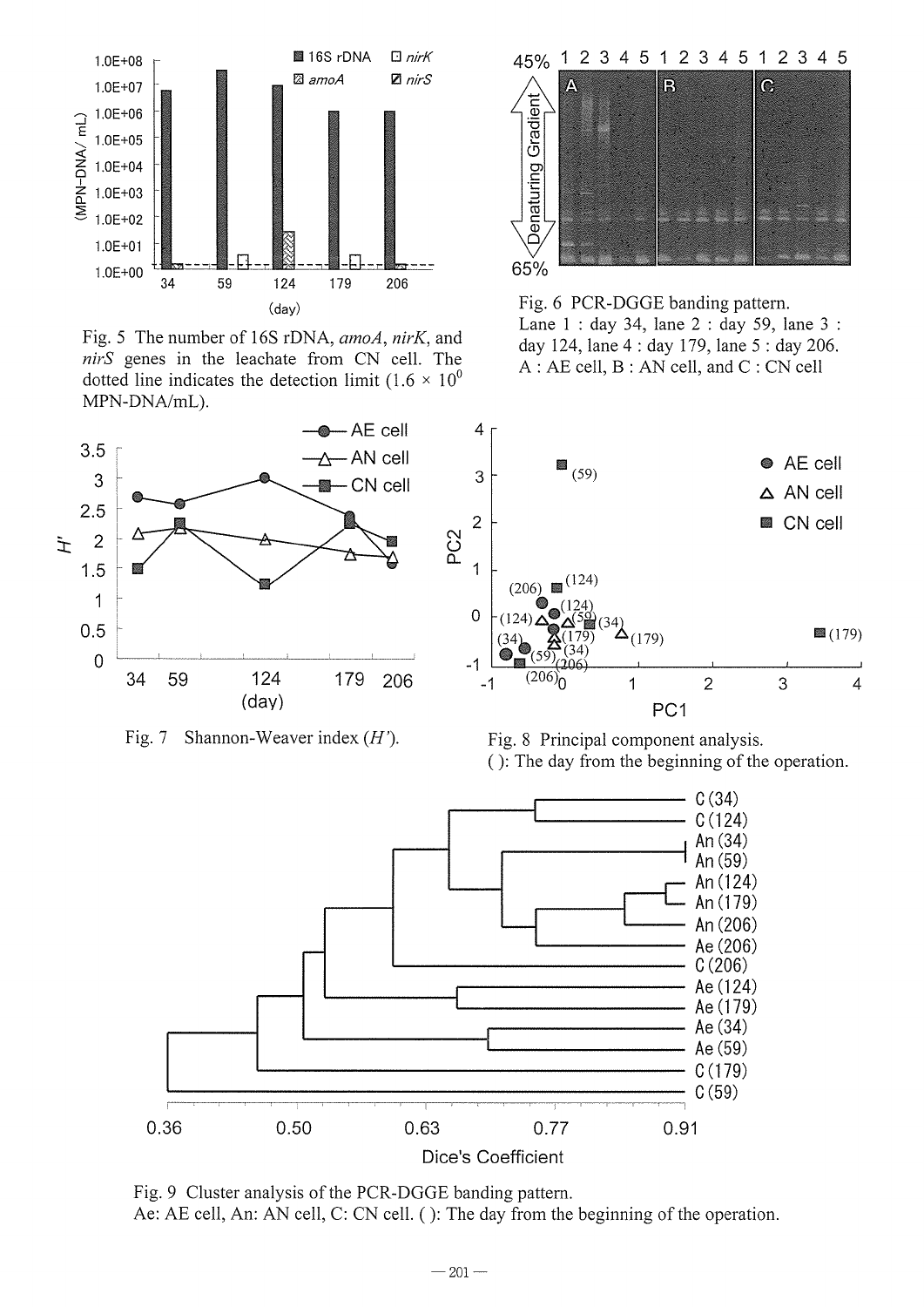Fig. 5 The number of 16S rDNA, *amoA*, *nirK*, and *nirS* genes in the leachate from CN cell. The dotted line indicates the detection limit ($1.6 \times 10^0$ MPN-DNA/mL).

Fig. 6 PCR-DGGE banding pattern.
Lane 1 : day 34, lane 2 : day 59, lane 3 : day 124, lane 4 : day 179, lane 5 : day 206.
A : AE cell, B : AN cell, and C : CN cell

Fig. 7 Shannon-Weaver index ($H'$).

Fig. 8 Principal component analysis.
( ): The day from the beginning of the operation.

Fig. 9 Cluster analysis of the PCR-DGGE banding pattern.
Ae: AE cell, An: AN cell, C: CN cell. ( ): The day from the beginning of the operation.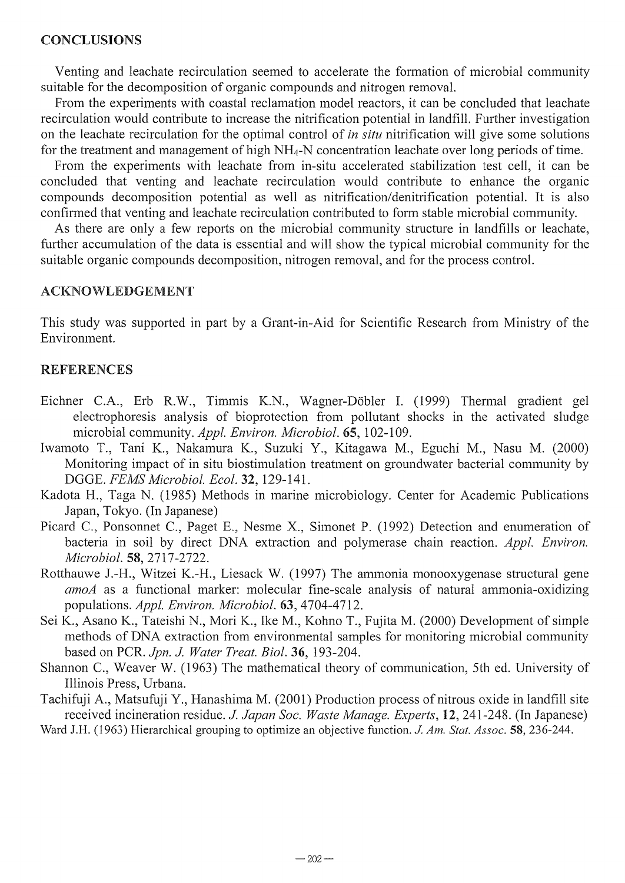## CONCLUSIONS

Venting and leachate recirculation seemed to accelerate the formation of microbial community suitable for the decomposition of organic compounds and nitrogen removal.

From the experiments with coastal reclamation model reactors, it can be concluded that leachate recirculation would contribute to increase the nitrification potential in landfill. Further investigation on the leachate recirculation for the optimal control of *in situ* nitrification will give some solutions for the treatment and management of high $NH_4$-N concentration leachate over long periods of time.

From the experiments with leachate from in-situ accelerated stabilization test cell, it can be concluded that venting and leachate recirculation would contribute to enhance the organic compounds decomposition potential as well as nitrification/denitrification potential. It is also confirmed that venting and leachate recirculation contributed to form stable microbial community.

As there are only a few reports on the microbial community structure in landfills or leachate, further accumulation of the data is essential and will show the typical microbial community for the suitable organic compounds decomposition, nitrogen removal, and for the process control.

## ACKNOWLEDGEMENT

This study was supported in part by a Grant-in-Aid for Scientific Research from Ministry of the Environment.

## REFERENCES

Eichner C.A., Erb R.W., Timmis K.N., Wagner-Döbler I. (1999) Thermal gradient gel electrophoresis analysis of bioprotection from pollutant shocks in the activated sludge microbial community. *Appl. Environ. Microbiol.* **65**, 102-109.

Iwamoto T., Tani K., Nakamura K., Suzuki Y., Kitagawa M., Eguchi M., Nasu M. (2000) Monitoring impact of in situ biostimulation treatment on groundwater bacterial community by DGGE. *FEMS Microbiol. Ecol.* **32**, 129-141.

Kadota H., Taga N. (1985) Methods in marine microbiology. Center for Academic Publications Japan, Tokyo. (In Japanese)

Picard C., Ponsonnet C., Paget E., Nesme X., Simonet P. (1992) Detection and enumeration of bacteria in soil by direct DNA extraction and polymerase chain reaction. *Appl. Environ. Microbiol.* **58**, 2717-2722.

Rotthauwe J.-H., Witzei K.-H., Liesack W. (1997) The ammonia monooxygenase structural gene *amoA* as a functional marker: molecular fine-scale analysis of natural ammonia-oxidizing populations. *Appl. Environ. Microbiol.* **63**, 4704-4712.

Sei K., Asano K., Tateishi N., Mori K., Ike M., Kohno T., Fujita M. (2000) Development of simple methods of DNA extraction from environmental samples for monitoring microbial community based on PCR. *Jpn. J. Water Treat. Biol.* **36**, 193-204.

Shannon C., Weaver W. (1963) The mathematical theory of communication, 5th ed. University of Illinois Press, Urbana.

Tachifuji A., Matsufuji Y., Hanashima M. (2001) Production process of nitrous oxide in landfill site received incineration residue. *J. Japan Soc. Waste Manage. Experts*, **12**, 241-248. (In Japanese)

Ward J.H. (1963) Hierarchical grouping to optimize an objective function. *J. Am. Stat. Assoc.* **58**, 236-244.